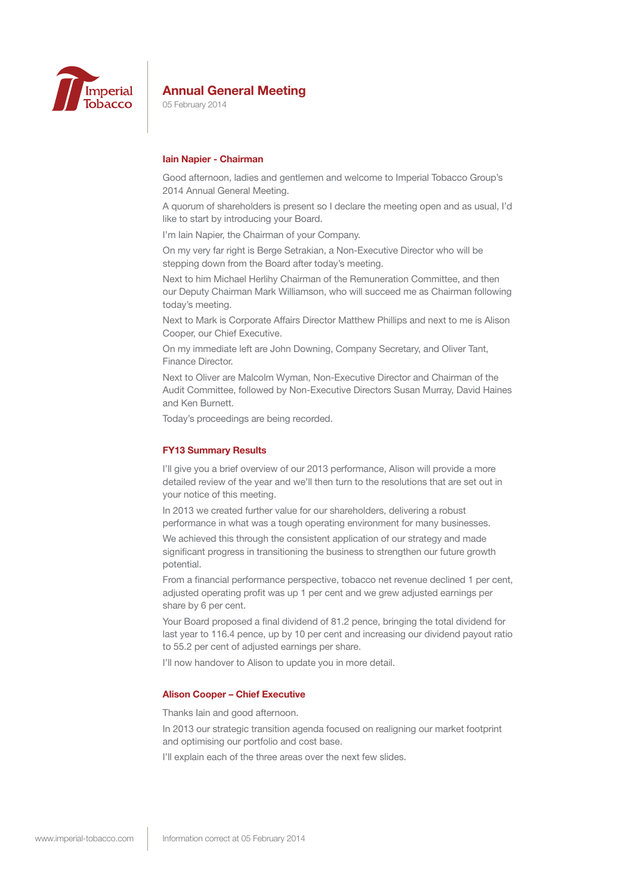# Annual General Meeting

05 February 2014

## Iain Napier - Chairman

Good afternoon, ladies and gentlemen and welcome to Imperial Tobacco Group's 2014 Annual General Meeting.

A quorum of shareholders is present so I declare the meeting open and as usual, I'd like to start by introducing your Board.

I'm Iain Napier, the Chairman of your Company.

On my very far right is Berge Setrakian, a Non-Executive Director who will be stepping down from the Board after today's meeting.

Next to him Michael Herlihy Chairman of the Remuneration Committee, and then our Deputy Chairman Mark Williamson, who will succeed me as Chairman following today's meeting.

Next to Mark is Corporate Affairs Director Matthew Phillips and next to me is Alison Cooper, our Chief Executive.

On my immediate left are John Downing, Company Secretary, and Oliver Tant, Finance Director.

Next to Oliver are Malcolm Wyman, Non-Executive Director and Chairman of the Audit Committee, followed by Non-Executive Directors Susan Murray, David Haines and Ken Burnett.

Today's proceedings are being recorded.

## FY13 Summary Results

I'll give you a brief overview of our 2013 performance, Alison will provide a more detailed review of the year and we'll then turn to the resolutions that are set out in your notice of this meeting.

In 2013 we created further value for our shareholders, delivering a robust performance in what was a tough operating environment for many businesses.

We achieved this through the consistent application of our strategy and made significant progress in transitioning the business to strengthen our future growth potential.

From a financial performance perspective, tobacco net revenue declined 1 per cent, adjusted operating profit was up 1 per cent and we grew adjusted earnings per share by 6 per cent.

Your Board proposed a final dividend of 81.2 pence, bringing the total dividend for last year to 116.4 pence, up by 10 per cent and increasing our dividend payout ratio to 55.2 per cent of adjusted earnings per share.

I'll now handover to Alison to update you in more detail.

## Alison Cooper – Chief Executive

Thanks Iain and good afternoon.

In 2013 our strategic transition agenda focused on realigning our market footprint and optimising our portfolio and cost base.

I'll explain each of the three areas over the next few slides.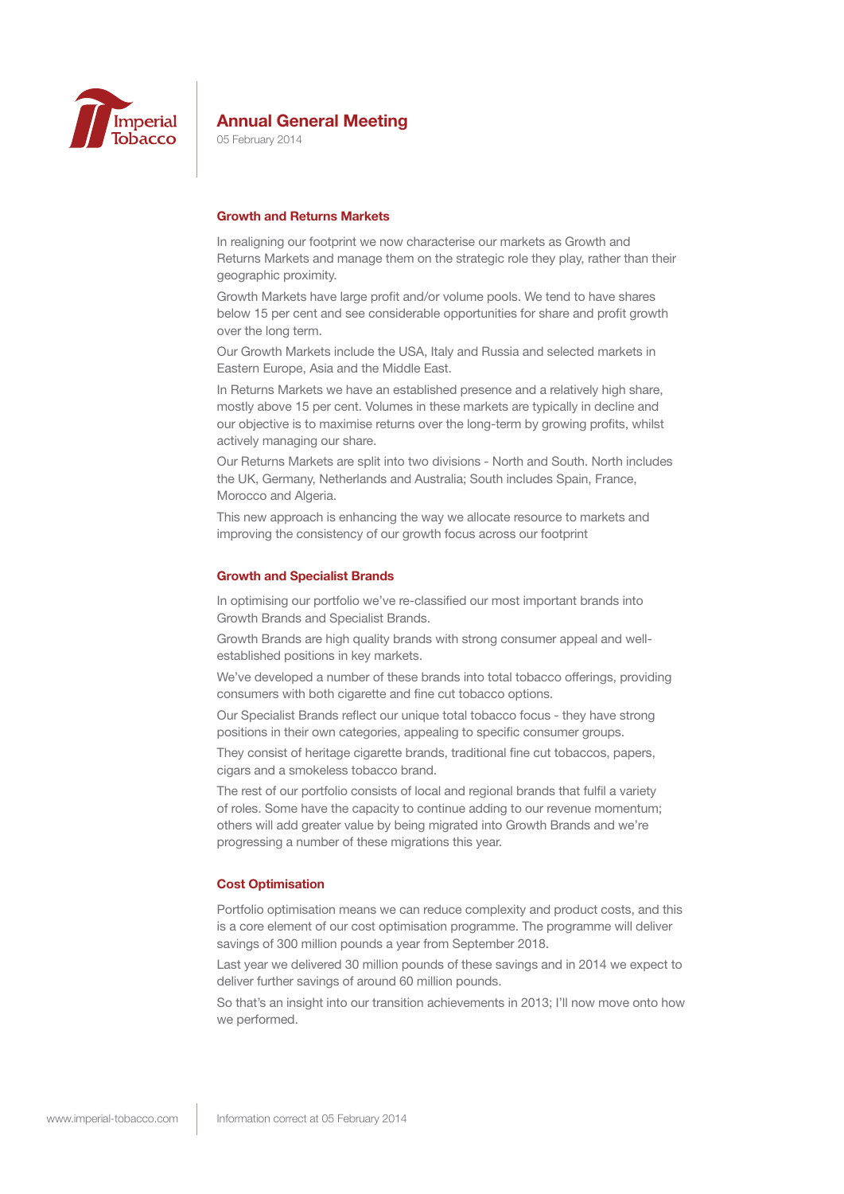## Growth and Returns Markets

In realigning our footprint we now characterise our markets as Growth and Returns Markets and manage them on the strategic role they play, rather than their geographic proximity.

Growth Markets have large profit and/or volume pools. We tend to have shares below 15 per cent and see considerable opportunities for share and profit growth over the long term.

Our Growth Markets include the USA, Italy and Russia and selected markets in Eastern Europe, Asia and the Middle East.

In Returns Markets we have an established presence and a relatively high share, mostly above 15 per cent. Volumes in these markets are typically in decline and our objective is to maximise returns over the long-term by growing profits, whilst actively managing our share.

Our Returns Markets are split into two divisions - North and South. North includes the UK, Germany, Netherlands and Australia; South includes Spain, France, Morocco and Algeria.

This new approach is enhancing the way we allocate resource to markets and improving the consistency of our growth focus across our footprint

## Growth and Specialist Brands

In optimising our portfolio we've re-classified our most important brands into Growth Brands and Specialist Brands.

Growth Brands are high quality brands with strong consumer appeal and well-established positions in key markets.

We've developed a number of these brands into total tobacco offerings, providing consumers with both cigarette and fine cut tobacco options.

Our Specialist Brands reflect our unique total tobacco focus - they have strong positions in their own categories, appealing to specific consumer groups.

They consist of heritage cigarette brands, traditional fine cut tobaccos, papers, cigars and a smokeless tobacco brand.

The rest of our portfolio consists of local and regional brands that fulfil a variety of roles. Some have the capacity to continue adding to our revenue momentum; others will add greater value by being migrated into Growth Brands and we're progressing a number of these migrations this year.

## Cost Optimisation

Portfolio optimisation means we can reduce complexity and product costs, and this is a core element of our cost optimisation programme. The programme will deliver savings of 300 million pounds a year from September 2018.

Last year we delivered 30 million pounds of these savings and in 2014 we expect to deliver further savings of around 60 million pounds.

So that's an insight into our transition achievements in 2013; I'll now move onto how we performed.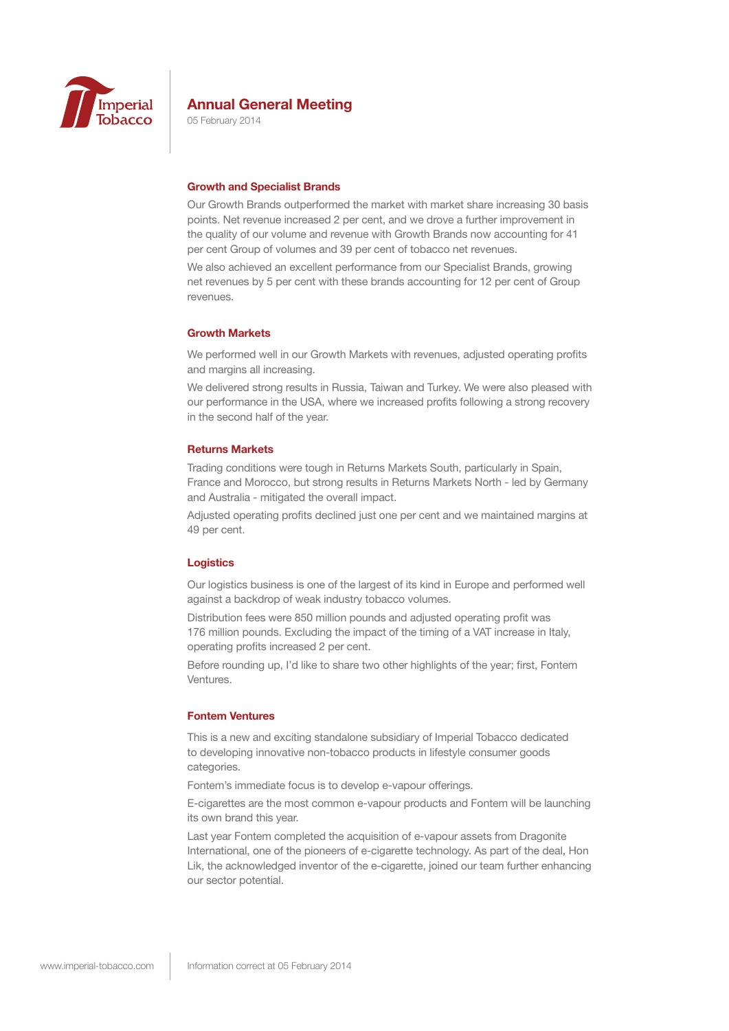### Growth and Specialist Brands

Our Growth Brands outperformed the market with market share increasing 30 basis points. Net revenue increased 2 per cent, and we drove a further improvement in the quality of our volume and revenue with Growth Brands now accounting for 41 per cent Group of volumes and 39 per cent of tobacco net revenues.

We also achieved an excellent performance from our Specialist Brands, growing net revenues by 5 per cent with these brands accounting for 12 per cent of Group revenues.

### Growth Markets

We performed well in our Growth Markets with revenues, adjusted operating profits and margins all increasing.

We delivered strong results in Russia, Taiwan and Turkey. We were also pleased with our performance in the USA, where we increased profits following a strong recovery in the second half of the year.

### Returns Markets

Trading conditions were tough in Returns Markets South, particularly in Spain, France and Morocco, but strong results in Returns Markets North - led by Germany and Australia - mitigated the overall impact.

Adjusted operating profits declined just one per cent and we maintained margins at 49 per cent.

### Logistics

Our logistics business is one of the largest of its kind in Europe and performed well against a backdrop of weak industry tobacco volumes.

Distribution fees were 850 million pounds and adjusted operating profit was 176 million pounds. Excluding the impact of the timing of a VAT increase in Italy, operating profits increased 2 per cent.

Before rounding up, I'd like to share two other highlights of the year; first, Fontem Ventures.

### Fontem Ventures

This is a new and exciting standalone subsidiary of Imperial Tobacco dedicated to developing innovative non-tobacco products in lifestyle consumer goods categories.

Fontem's immediate focus is to develop e-vapour offerings.

E-cigarettes are the most common e-vapour products and Fontem will be launching its own brand this year.

Last year Fontem completed the acquisition of e-vapour assets from Dragonite International, one of the pioneers of e-cigarette technology. As part of the deal, Hon Lik, the acknowledged inventor of the e-cigarette, joined our team further enhancing our sector potential.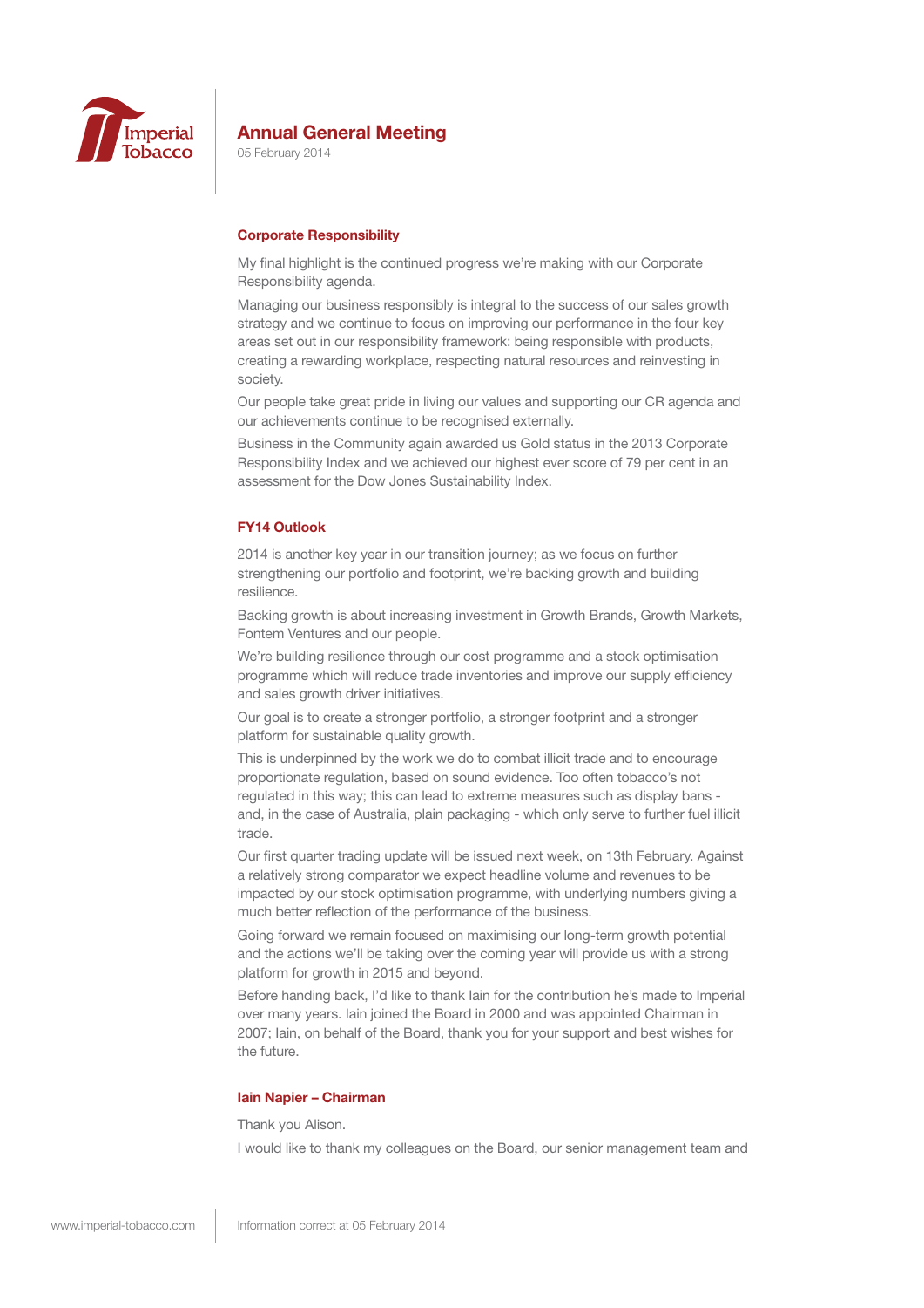## Corporate Responsibility

My final highlight is the continued progress we're making with our Corporate Responsibility agenda.

Managing our business responsibly is integral to the success of our sales growth strategy and we continue to focus on improving our performance in the four key areas set out in our responsibility framework: being responsible with products, creating a rewarding workplace, respecting natural resources and reinvesting in society.

Our people take great pride in living our values and supporting our CR agenda and our achievements continue to be recognised externally.

Business in the Community again awarded us Gold status in the 2013 Corporate Responsibility Index and we achieved our highest ever score of 79 per cent in an assessment for the Dow Jones Sustainability Index.

## FY14 Outlook

2014 is another key year in our transition journey; as we focus on further strengthening our portfolio and footprint, we're backing growth and building resilience.

Backing growth is about increasing investment in Growth Brands, Growth Markets, Fontem Ventures and our people.

We're building resilience through our cost programme and a stock optimisation programme which will reduce trade inventories and improve our supply efficiency and sales growth driver initiatives.

Our goal is to create a stronger portfolio, a stronger footprint and a stronger platform for sustainable quality growth.

This is underpinned by the work we do to combat illicit trade and to encourage proportionate regulation, based on sound evidence. Too often tobacco's not regulated in this way; this can lead to extreme measures such as display bans - and, in the case of Australia, plain packaging - which only serve to further fuel illicit trade.

Our first quarter trading update will be issued next week, on 13th February. Against a relatively strong comparator we expect headline volume and revenues to be impacted by our stock optimisation programme, with underlying numbers giving a much better reflection of the performance of the business.

Going forward we remain focused on maximising our long-term growth potential and the actions we'll be taking over the coming year will provide us with a strong platform for growth in 2015 and beyond.

Before handing back, I'd like to thank Iain for the contribution he's made to Imperial over many years. Iain joined the Board in 2000 and was appointed Chairman in 2007; Iain, on behalf of the Board, thank you for your support and best wishes for the future.

## Iain Napier – Chairman

Thank you Alison.

I would like to thank my colleagues on the Board, our senior management team and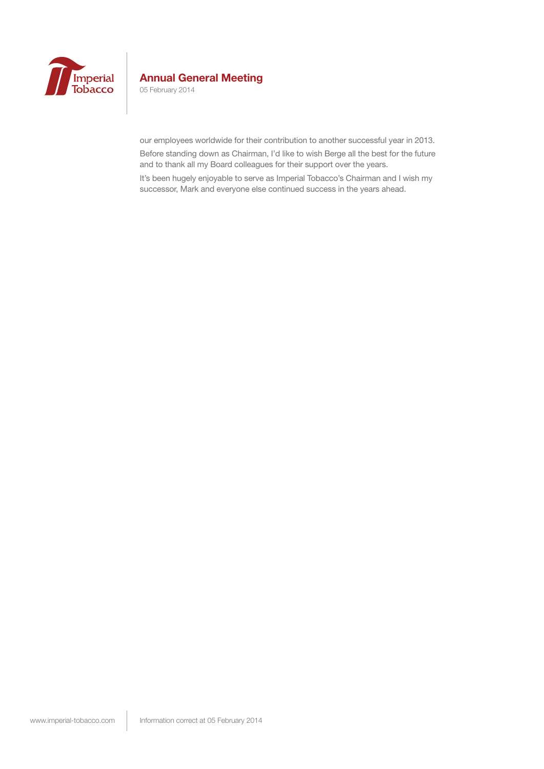our employees worldwide for their contribution to another successful year in 2013.

Before standing down as Chairman, I'd like to wish Berge all the best for the future and to thank all my Board colleagues for their support over the years.

It's been hugely enjoyable to serve as Imperial Tobacco's Chairman and I wish my successor, Mark and everyone else continued success in the years ahead.